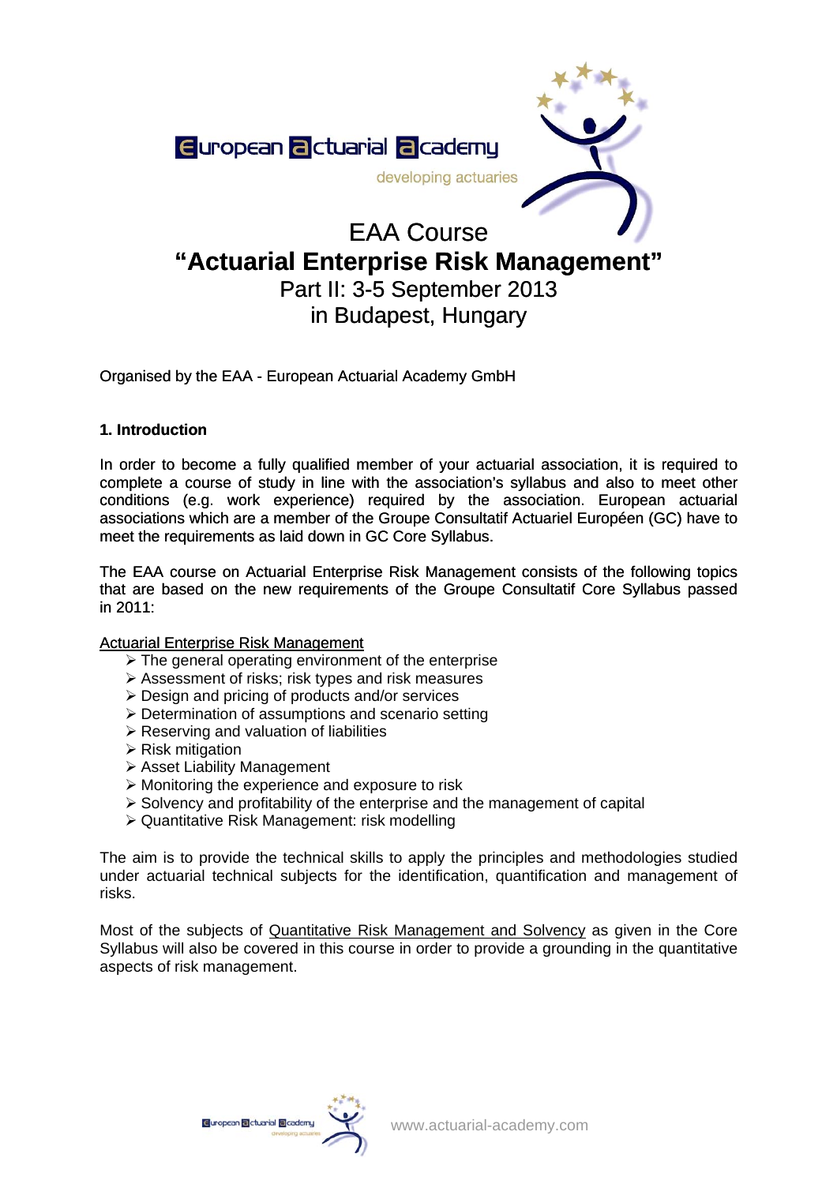european actuarial academy

developing actuaries

# EAA Course
# "Actuarial Enterprise Risk Management"
## Part II: 3-5 September 2013
## in Budapest, Hungary

Organised by the EAA - European Actuarial Academy GmbH

### 1. Introduction

In order to become a fully qualified member of your actuarial association, it is required to complete a course of study in line with the association's syllabus and also to meet other conditions (e.g. work experience) required by the association. European actuarial associations which are a member of the Groupe Consultatif Actuariel Européen (GC) have to meet the requirements as laid down in GC Core Syllabus.

The EAA course on Actuarial Enterprise Risk Management consists of the following topics that are based on the new requirements of the Groupe Consultatif Core Syllabus passed in 2011:

<u>Actuarial Enterprise Risk Management</u>

- The general operating environment of the enterprise
- Assessment of risks; risk types and risk measures
- Design and pricing of products and/or services
- Determination of assumptions and scenario setting
- Reserving and valuation of liabilities
- Risk mitigation
- Asset Liability Management
- Monitoring the experience and exposure to risk
- Solvency and profitability of the enterprise and the management of capital
- Quantitative Risk Management: risk modelling

The aim is to provide the technical skills to apply the principles and methodologies studied under actuarial technical subjects for the identification, quantification and management of risks.

Most of the subjects of <u>Quantitative Risk Management and Solvency</u> as given in the Core Syllabus will also be covered in this course in order to provide a grounding in the quantitative aspects of risk management.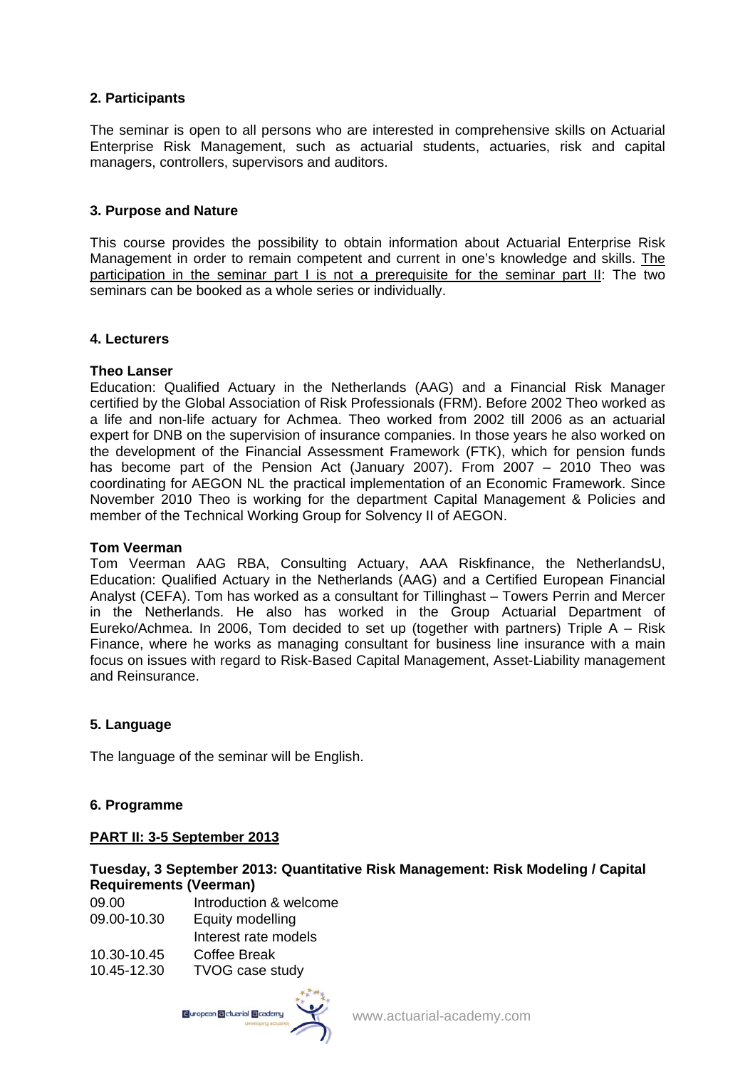## 2. Participants

The seminar is open to all persons who are interested in comprehensive skills on Actuarial Enterprise Risk Management, such as actuarial students, actuaries, risk and capital managers, controllers, supervisors and auditors.

## 3. Purpose and Nature

This course provides the possibility to obtain information about Actuarial Enterprise Risk Management in order to remain competent and current in one's knowledge and skills. The participation in the seminar part I is not a prerequisite for the seminar part II: The two seminars can be booked as a whole series or individually.

## 4. Lecturers

**Theo Lanser**
Education: Qualified Actuary in the Netherlands (AAG) and a Financial Risk Manager certified by the Global Association of Risk Professionals (FRM). Before 2002 Theo worked as a life and non-life actuary for Achmea. Theo worked from 2002 till 2006 as an actuarial expert for DNB on the supervision of insurance companies. In those years he also worked on the development of the Financial Assessment Framework (FTK), which for pension funds has become part of the Pension Act (January 2007). From 2007 – 2010 Theo was coordinating for AEGON NL the practical implementation of an Economic Framework. Since November 2010 Theo is working for the department Capital Management & Policies and member of the Technical Working Group for Solvency II of AEGON.

**Tom Veerman**
Tom Veerman AAG RBA, Consulting Actuary, AAA Riskfinance, the NetherlandsU, Education: Qualified Actuary in the Netherlands (AAG) and a Certified European Financial Analyst (CEFA). Tom has worked as a consultant for Tillinghast – Towers Perrin and Mercer in the Netherlands. He also has worked in the Group Actuarial Department of Eureko/Achmea. In 2006, Tom decided to set up (together with partners) Triple A – Risk Finance, where he works as managing consultant for business line insurance with a main focus on issues with regard to Risk-Based Capital Management, Asset-Liability management and Reinsurance.

## 5. Language

The language of the seminar will be English.

## 6. Programme

**PART II: 3-5 September 2013**

**Tuesday, 3 September 2013: Quantitative Risk Management: Risk Modeling / Capital Requirements (Veerman)**

| | |
|---|---|
| 09.00 | Introduction & welcome |
| 09.00-10.30 | Equity modelling<br>Interest rate models |
| 10.30-10.45 | Coffee Break |
| 10.45-12.30 | TVOG case study |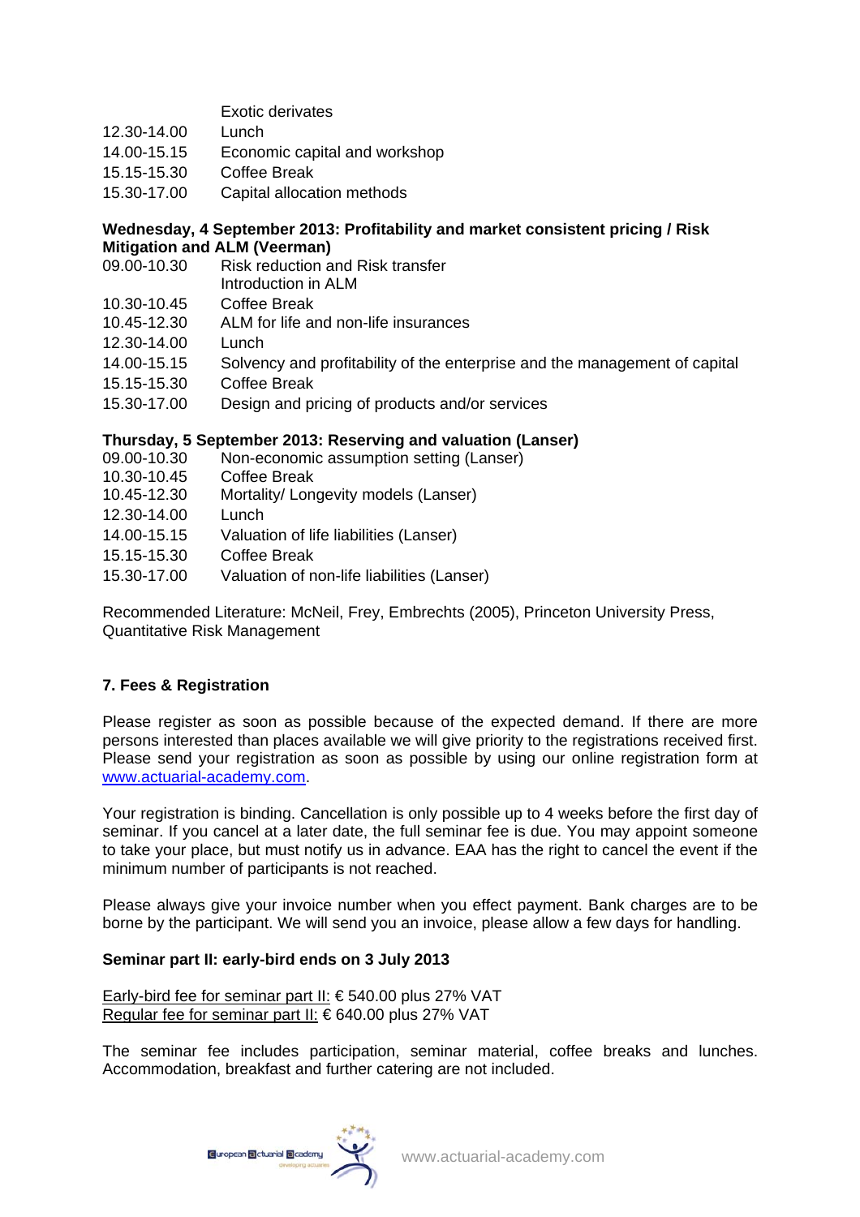Exotic derivates
12.30-14.00 Lunch
14.00-15.15 Economic capital and workshop
15.15-15.30 Coffee Break
15.30-17.00 Capital allocation methods

**Wednesday, 4 September 2013: Profitability and market consistent pricing / Risk Mitigation and ALM (Veerman)**

09.00-10.30 Risk reduction and Risk transfer
Introduction in ALM
10.30-10.45 Coffee Break
10.45-12.30 ALM for life and non-life insurances
12.30-14.00 Lunch
14.00-15.15 Solvency and profitability of the enterprise and the management of capital
15.15-15.30 Coffee Break
15.30-17.00 Design and pricing of products and/or services

**Thursday, 5 September 2013: Reserving and valuation (Lanser)**

09.00-10.30 Non-economic assumption setting (Lanser)
10.30-10.45 Coffee Break
10.45-12.30 Mortality/ Longevity models (Lanser)
12.30-14.00 Lunch
14.00-15.15 Valuation of life liabilities (Lanser)
15.15-15.30 Coffee Break
15.30-17.00 Valuation of non-life liabilities (Lanser)

Recommended Literature: McNeil, Frey, Embrechts (2005), Princeton University Press, Quantitative Risk Management

## 7. Fees & Registration

Please register as soon as possible because of the expected demand. If there are more persons interested than places available we will give priority to the registrations received first. Please send your registration as soon as possible by using our online registration form at www.actuarial-academy.com.

Your registration is binding. Cancellation is only possible up to 4 weeks before the first day of seminar. If you cancel at a later date, the full seminar fee is due. You may appoint someone to take your place, but must notify us in advance. EAA has the right to cancel the event if the minimum number of participants is not reached.

Please always give your invoice number when you effect payment. Bank charges are to be borne by the participant. We will send you an invoice, please allow a few days for handling.

**Seminar part II: early-bird ends on 3 July 2013**

Early-bird fee for seminar part II: € 540.00 plus 27% VAT
Regular fee for seminar part II: € 640.00 plus 27% VAT

The seminar fee includes participation, seminar material, coffee breaks and lunches. Accommodation, breakfast and further catering are not included.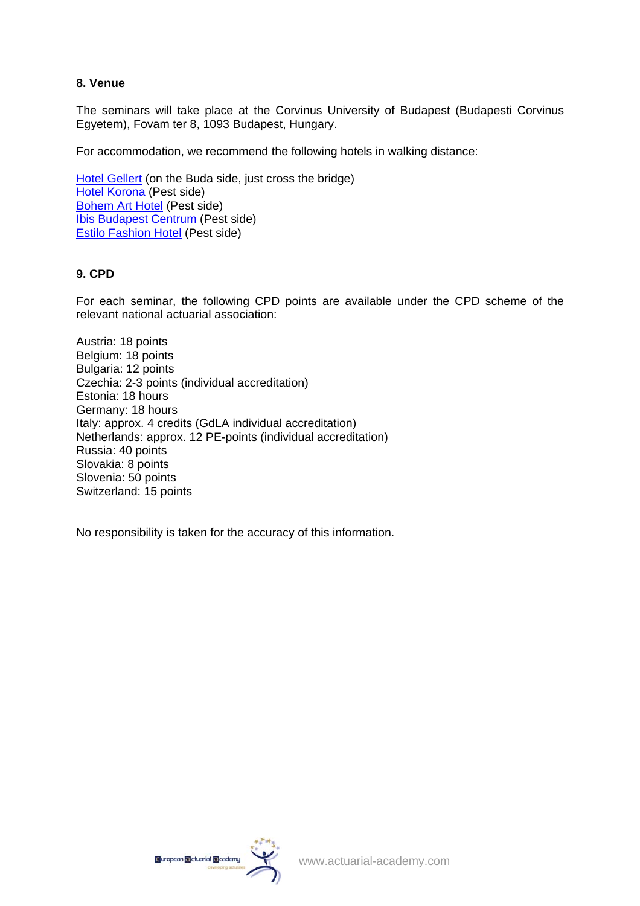## 8. Venue

The seminars will take place at the Corvinus University of Budapest (Budapesti Corvinus Egyetem), Fovam ter 8, 1093 Budapest, Hungary.

For accommodation, we recommend the following hotels in walking distance:

Hotel Gellert (on the Buda side, just cross the bridge)
Hotel Korona (Pest side)
Bohem Art Hotel (Pest side)
Ibis Budapest Centrum (Pest side)
Estilo Fashion Hotel (Pest side)

## 9. CPD

For each seminar, the following CPD points are available under the CPD scheme of the relevant national actuarial association:

Austria: 18 points
Belgium: 18 points
Bulgaria: 12 points
Czechia: 2-3 points (individual accreditation)
Estonia: 18 hours
Germany: 18 hours
Italy: approx. 4 credits (GdLA individual accreditation)
Netherlands: approx. 12 PE-points (individual accreditation)
Russia: 40 points
Slovakia: 8 points
Slovenia: 50 points
Switzerland: 15 points

No responsibility is taken for the accuracy of this information.